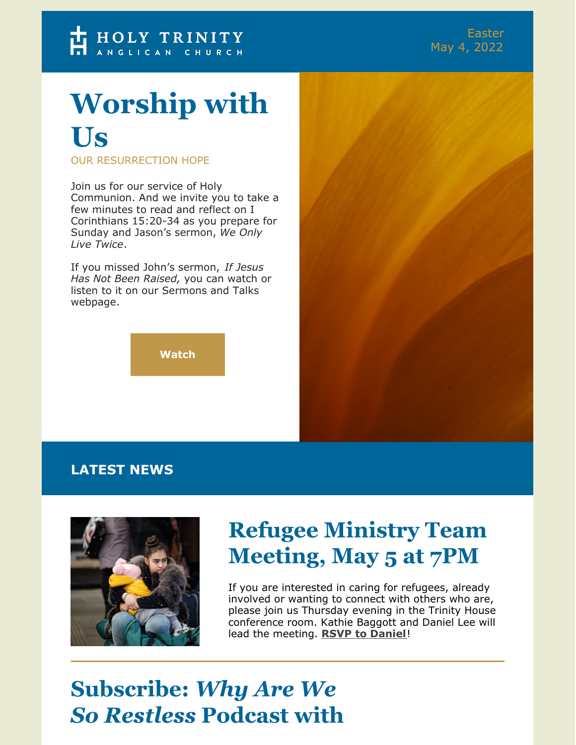HOLY TRINITY
ANGLICAN CHURCH

Easter
May 4, 2022

# Worship with Us

OUR RESURRECTION HOPE

Join us for our service of Holy Communion. And we invite you to take a few minutes to read and reflect on I Corinthians 15:20-34 as you prepare for Sunday and Jason's sermon, *We Only Live Twice*.

If you missed John's sermon, *If Jesus Has Not Been Raised,* you can watch or listen to it on our Sermons and Talks webpage.

**Watch**

## LATEST NEWS

## Refugee Ministry Team Meeting, May 5 at 7PM

If you are interested in caring for refugees, already involved or wanting to connect with others who are, please join us Thursday evening in the Trinity House conference room. Kathie Baggott and Daniel Lee will lead the meeting. **RSVP to Daniel**!

---

## Subscribe: *Why Are We So Restless* Podcast with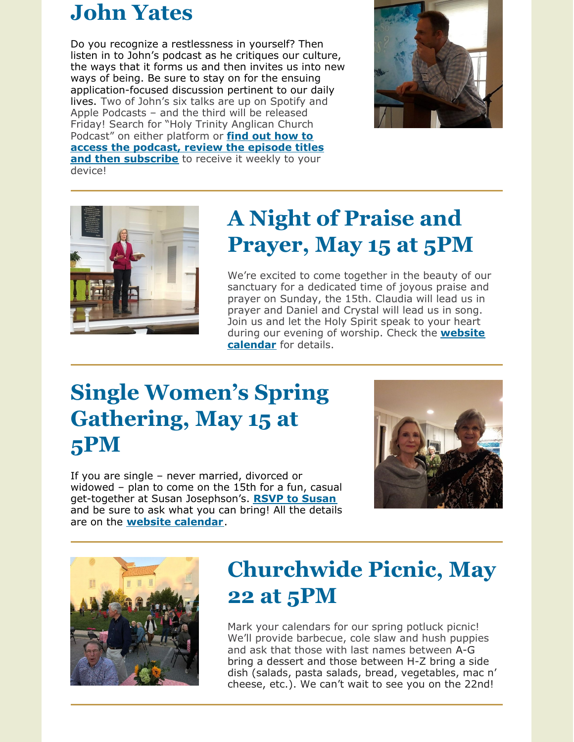# John Yates

Do you recognize a restlessness in yourself? Then listen in to John's podcast as he critiques our culture, the ways that it forms us and then invites us into new ways of being. Be sure to stay on for the ensuing application-focused discussion pertinent to our daily lives. Two of John's six talks are up on Spotify and Apple Podcasts – and the third will be released Friday! Search for "Holy Trinity Anglican Church Podcast" on either platform or **find out how to access the podcast, review the episode titles and then subscribe** to receive it weekly to your device!

# A Night of Praise and Prayer, May 15 at 5PM

We're excited to come together in the beauty of our sanctuary for a dedicated time of joyous praise and prayer on Sunday, the 15th. Claudia will lead us in prayer and Daniel and Crystal will lead us in song. Join us and let the Holy Spirit speak to your heart during our evening of worship. Check the **website calendar** for details.

# Single Women's Spring Gathering, May 15 at 5PM

If you are single – never married, divorced or widowed – plan to come on the 15th for a fun, casual get-together at Susan Josephson's. **RSVP to Susan** and be sure to ask what you can bring! All the details are on the **website calendar**.

# Churchwide Picnic, May 22 at 5PM

Mark your calendars for our spring potluck picnic! We'll provide barbecue, cole slaw and hush puppies and ask that those with last names between A-G bring a dessert and those between H-Z bring a side dish (salads, pasta salads, bread, vegetables, mac n' cheese, etc.). We can't wait to see you on the 22nd!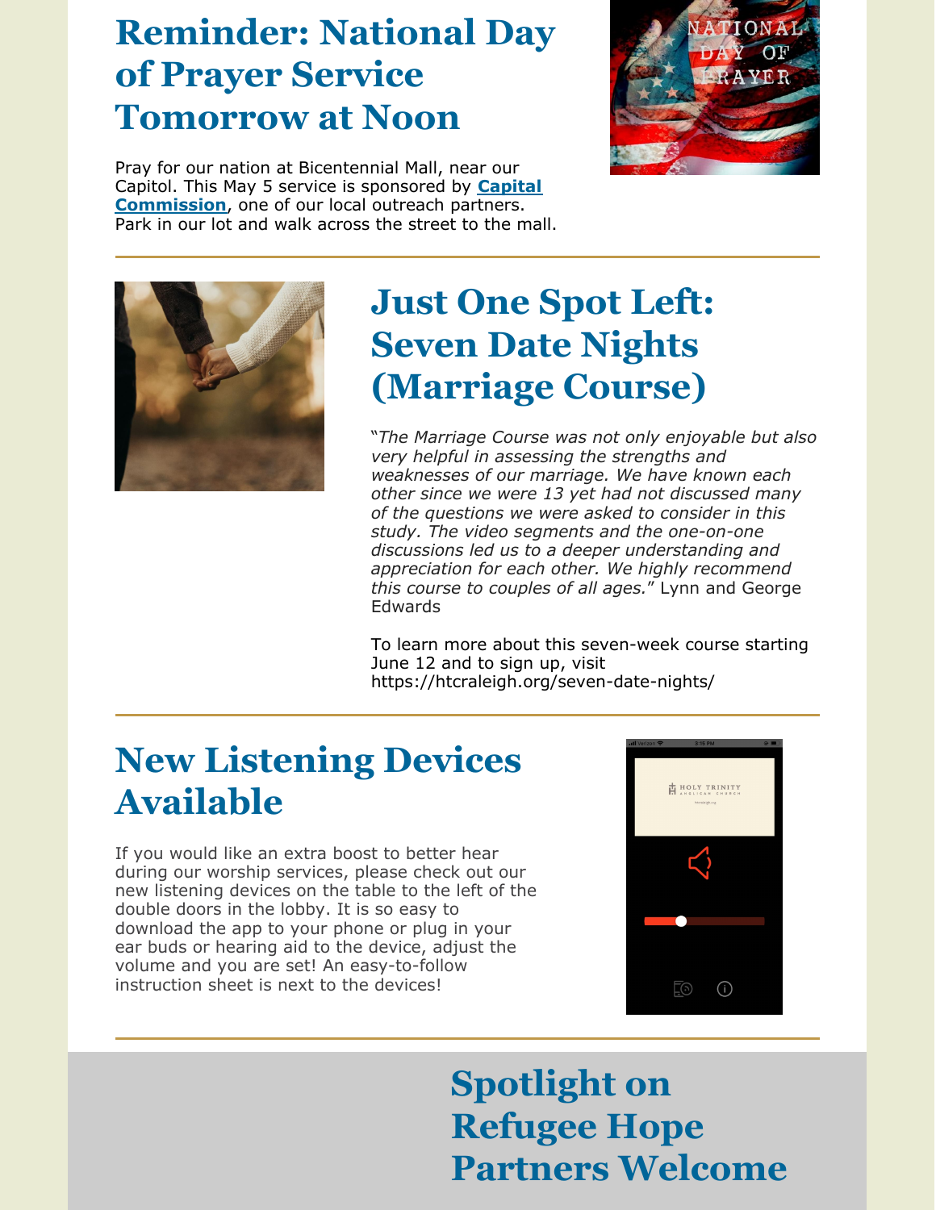# Reminder: National Day of Prayer Service Tomorrow at Noon

Pray for our nation at Bicentennial Mall, near our Capitol. This May 5 service is sponsored by **Capital Commission**, one of our local outreach partners. Park in our lot and walk across the street to the mall.

# Just One Spot Left: Seven Date Nights (Marriage Course)

"*The Marriage Course was not only enjoyable but also very helpful in assessing the strengths and weaknesses of our marriage. We have known each other since we were 13 yet had not discussed many of the questions we were asked to consider in this study. The video segments and the one-on-one discussions led us to a deeper understanding and appreciation for each other. We highly recommend this course to couples of all ages.*" Lynn and George Edwards

To learn more about this seven-week course starting June 12 and to sign up, visit https://htcraleigh.org/seven-date-nights/

# New Listening Devices Available

If you would like an extra boost to better hear during our worship services, please check out our new listening devices on the table to the left of the double doors in the lobby. It is so easy to download the app to your phone or plug in your ear buds or hearing aid to the device, adjust the volume and you are set! An easy-to-follow instruction sheet is next to the devices!

# Spotlight on Refugee Hope Partners Welcome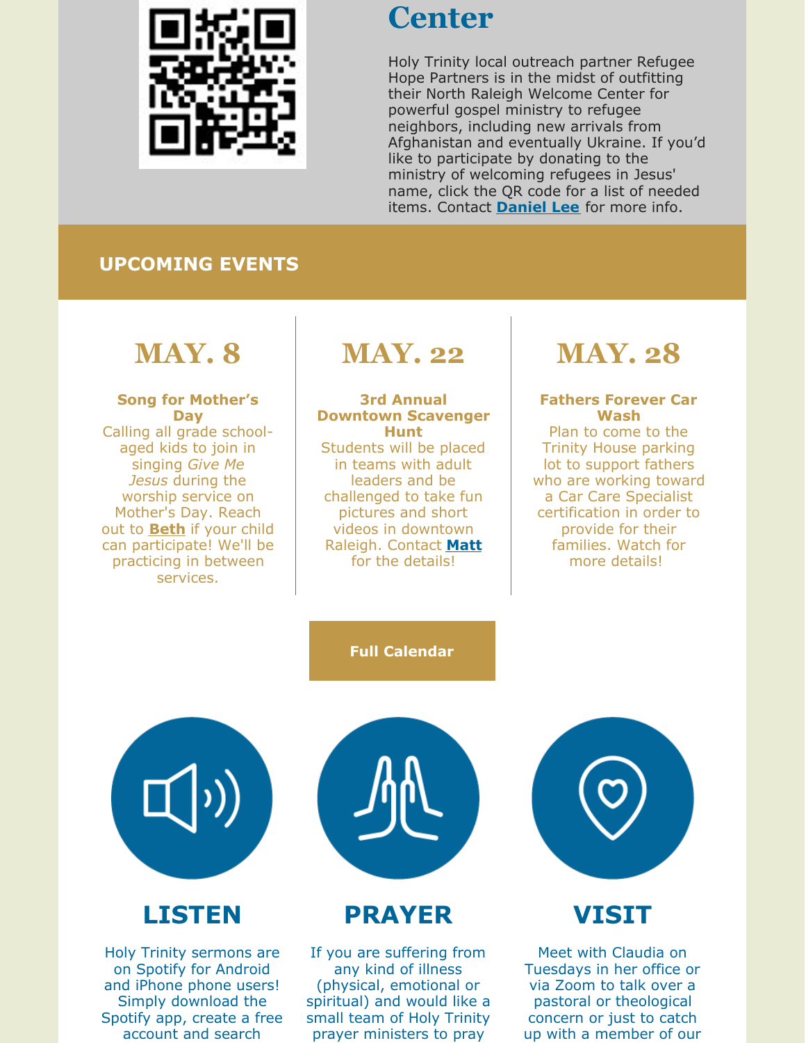## Center

Holy Trinity local outreach partner Refugee Hope Partners is in the midst of outfitting their North Raleigh Welcome Center for powerful gospel ministry to refugee neighbors, including new arrivals from Afghanistan and eventually Ukraine. If you'd like to participate by donating to the ministry of welcoming refugees in Jesus' name, click the QR code for a list of needed items. Contact **Daniel Lee** for more info.

## UPCOMING EVENTS

### MAY. 8

**Song for Mother's Day**

Calling all grade school-aged kids to join in singing *Give Me Jesus* during the worship service on Mother's Day. Reach out to **Beth** if your child can participate! We'll be practicing in between services.

### MAY. 22

**3rd Annual Downtown Scavenger Hunt**

Students will be placed in teams with adult leaders and be challenged to take fun pictures and short videos in downtown Raleigh. Contact **Matt** for the details!

### MAY. 28

**Fathers Forever Car Wash**

Plan to come to the Trinity House parking lot to support fathers who are working toward a Car Care Specialist certification in order to provide for their families. Watch for more details!

**Full Calendar**

## LISTEN

Holy Trinity sermons are on Spotify for Android and iPhone phone users! Simply download the Spotify app, create a free account and search

## PRAYER

If you are suffering from any kind of illness (physical, emotional or spiritual) and would like a small team of Holy Trinity prayer ministers to pray

## VISIT

Meet with Claudia on Tuesdays in her office or via Zoom to talk over a pastoral or theological concern or just to catch up with a member of our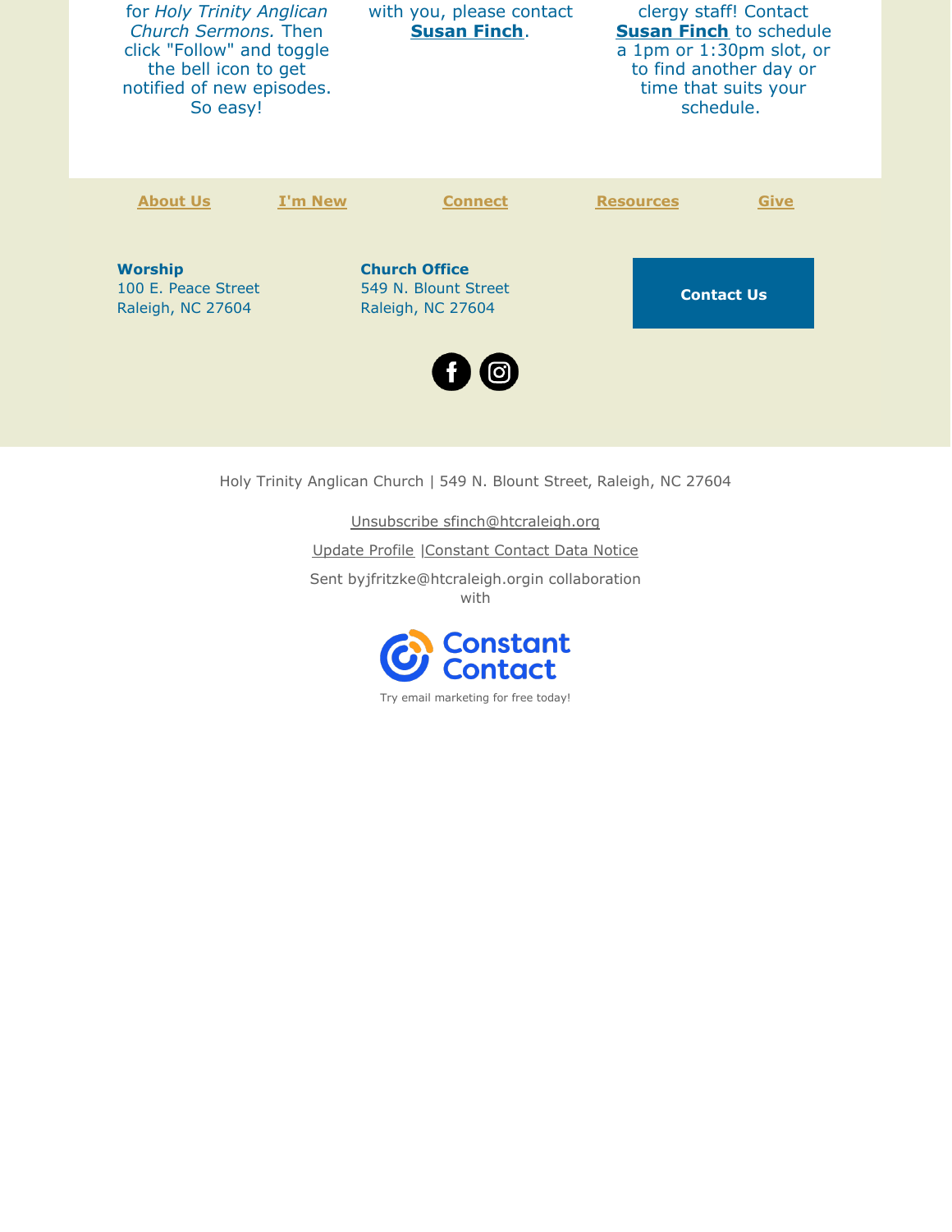for *Holy Trinity Anglican Church Sermons.* Then click "Follow" and toggle the bell icon to get notified of new episodes. So easy!

with you, please contact **Susan Finch**.

clergy staff! Contact **Susan Finch** to schedule a 1pm or 1:30pm slot, or to find another day or time that suits your schedule.

**About Us** | **I'm New** | **Connect** | **Resources** | **Give**

**Worship**
100 E. Peace Street
Raleigh, NC 27604

**Church Office**
549 N. Blount Street
Raleigh, NC 27604

**Contact Us**

Holy Trinity Anglican Church | 549 N. Blount Street, Raleigh, NC 27604

Unsubscribe sfinch@htcraleigh.org

Update Profile | Constant Contact Data Notice

Sent byjfritzke@htcraleigh.orgin collaboration with

Constant Contact

Try email marketing for free today!